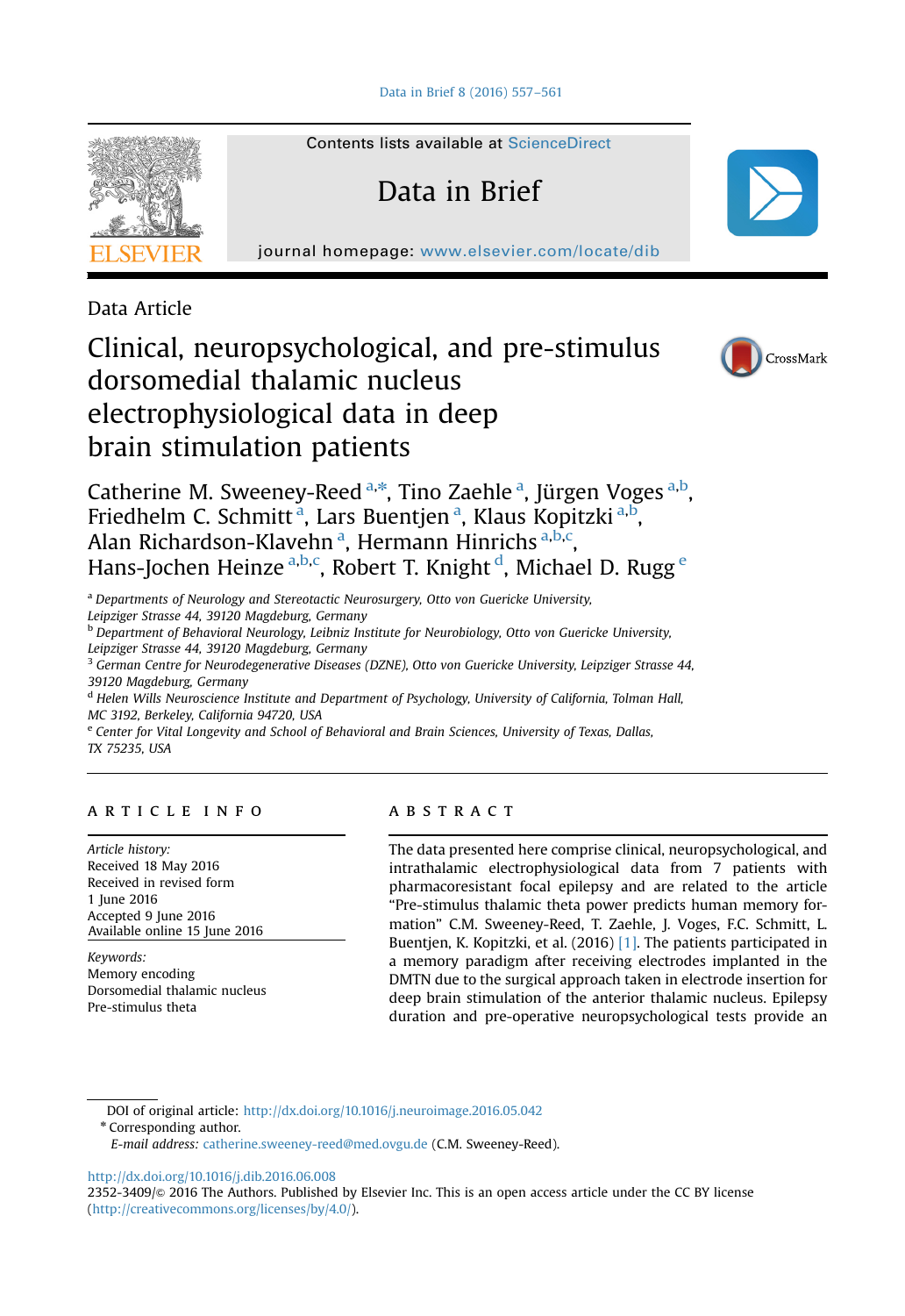Data Article

# Clinical, neuropsychological, and pre-stimulus dorsomedial thalamic nucleus electrophysiological data in deep brain stimulation patients

Catherine M. Sweeney-Reed [a,*], Tino Zaehle [a], Jürgen Voges [a,b], Friedhelm C. Schmitt [a], Lars Buentjen [a], Klaus Kopitzki [a,b], Alan Richardson-Klavehn [a], Hermann Hinrichs [a,b,c], Hans-Jochen Heinze [a,b,c], Robert T. Knight [d], Michael D. Rugg [e]

[a] *Departments of Neurology and Stereotactic Neurosurgery, Otto von Guericke University, Leipziger Strasse 44, 39120 Magdeburg, Germany*
[b] *Department of Behavioral Neurology, Leibniz Institute for Neurobiology, Otto von Guericke University, Leipziger Strasse 44, 39120 Magdeburg, Germany*
[3] *German Centre for Neurodegenerative Diseases (DZNE), Otto von Guericke University, Leipziger Strasse 44, 39120 Magdeburg, Germany*
[d] *Helen Wills Neuroscience Institute and Department of Psychology, University of California, Tolman Hall, MC 3192, Berkeley, California 94720, USA*
[e] *Center for Vital Longevity and School of Behavioral and Brain Sciences, University of Texas, Dallas, TX 75235, USA*

## ARTICLE INFO

*Article history:*
Received 18 May 2016
Received in revised form
1 June 2016
Accepted 9 June 2016
Available online 15 June 2016

*Keywords:*
Memory encoding
Dorsomedial thalamic nucleus
Pre-stimulus theta

## ABSTRACT

The data presented here comprise clinical, neuropsychological, and intrathalamic electrophysiological data from 7 patients with pharmacoresistant focal epilepsy and are related to the article "Pre-stimulus thalamic theta power predicts human memory formation" C.M. Sweeney-Reed, T. Zaehle, J. Voges, F.C. Schmitt, L. Buentjen, K. Kopitzki, et al. (2016) [1]. The patients participated in a memory paradigm after receiving electrodes implanted in the DMTN due to the surgical approach taken in electrode insertion for deep brain stimulation of the anterior thalamic nucleus. Epilepsy duration and pre-operative neuropsychological tests provide an

DOI of original article: http://dx.doi.org/10.1016/j.neuroimage.2016.05.042

* Corresponding author.

*E-mail address:* catherine.sweeney-reed@med.ovgu.de (C.M. Sweeney-Reed).

http://dx.doi.org/10.1016/j.dib.2016.06.008

2352-3409/© 2016 The Authors. Published by Elsevier Inc. This is an open access article under the CC BY license (http://creativecommons.org/licenses/by/4.0/).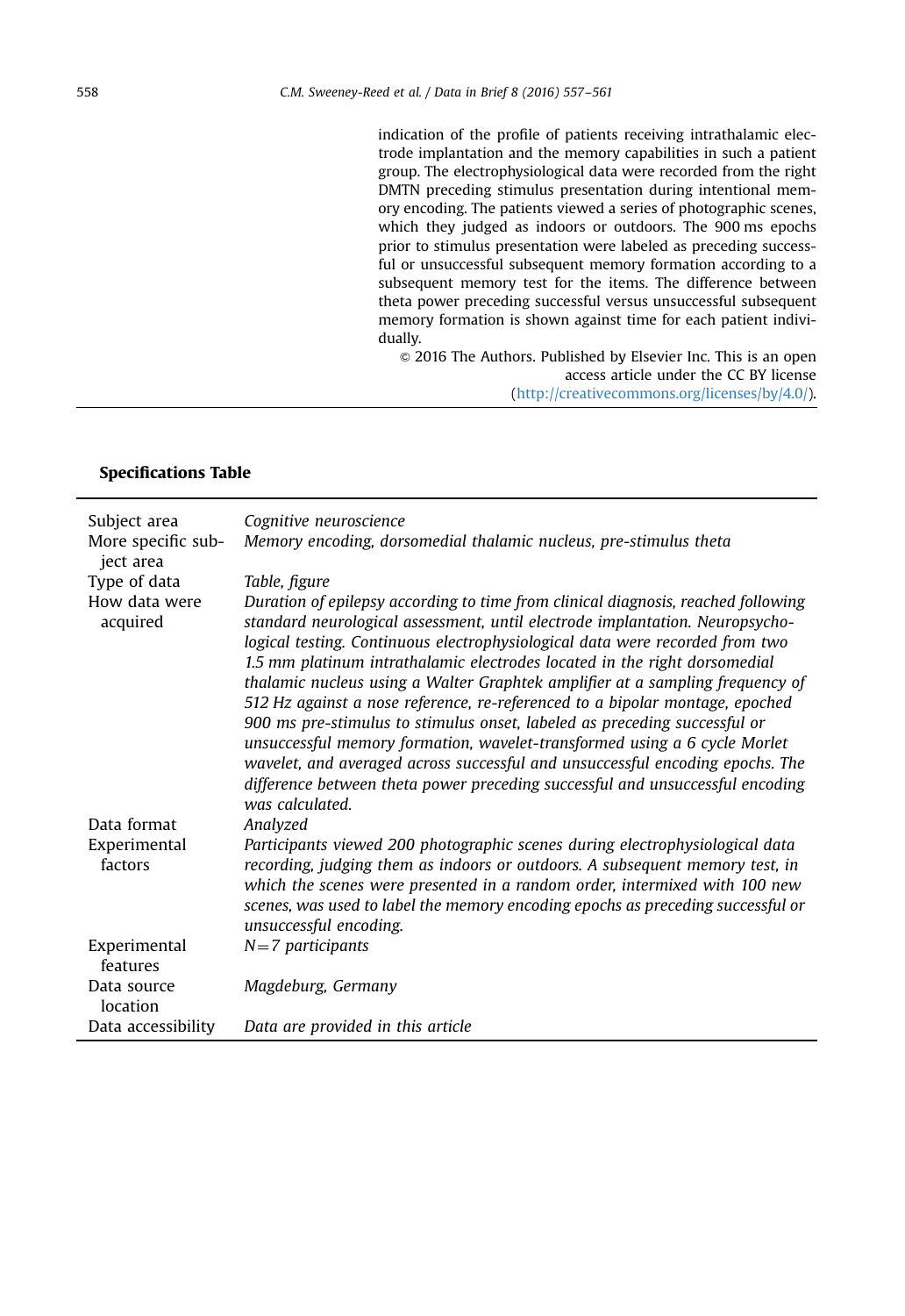indication of the profile of patients receiving intrathalamic electrode implantation and the memory capabilities in such a patient group. The electrophysiological data were recorded from the right DMTN preceding stimulus presentation during intentional memory encoding. The patients viewed a series of photographic scenes, which they judged as indoors or outdoors. The 900 ms epochs prior to stimulus presentation were labeled as preceding successful or unsuccessful subsequent memory formation according to a subsequent memory test for the items. The difference between theta power preceding successful versus unsuccessful subsequent memory formation is shown against time for each patient individually.

© 2016 The Authors. Published by Elsevier Inc. This is an open access article under the CC BY license (http://creativecommons.org/licenses/by/4.0/).

## Specifications Table

| | |
|---|---|
| Subject area | *Cognitive neuroscience* |
| More specific subject area | *Memory encoding, dorsomedial thalamic nucleus, pre-stimulus theta* |
| Type of data | *Table, figure* |
| How data were acquired | *Duration of epilepsy according to time from clinical diagnosis, reached following standard neurological assessment, until electrode implantation. Neuropsychological testing. Continuous electrophysiological data were recorded from two 1.5 mm platinum intrathalamic electrodes located in the right dorsomedial thalamic nucleus using a Walter Graphtek amplifier at a sampling frequency of 512 Hz against a nose reference, re-referenced to a bipolar montage, epoched 900 ms pre-stimulus to stimulus onset, labeled as preceding successful or unsuccessful memory formation, wavelet-transformed using a 6 cycle Morlet wavelet, and averaged across successful and unsuccessful encoding epochs. The difference between theta power preceding successful and unsuccessful encoding was calculated.* |
| Data format | *Analyzed* |
| Experimental factors | *Participants viewed 200 photographic scenes during electrophysiological data recording, judging them as indoors or outdoors. A subsequent memory test, in which the scenes were presented in a random order, intermixed with 100 new scenes, was used to label the memory encoding epochs as preceding successful or unsuccessful encoding.* |
| Experimental features | *N=7 participants* |
| Data source location | *Magdeburg, Germany* |
| Data accessibility | *Data are provided in this article* |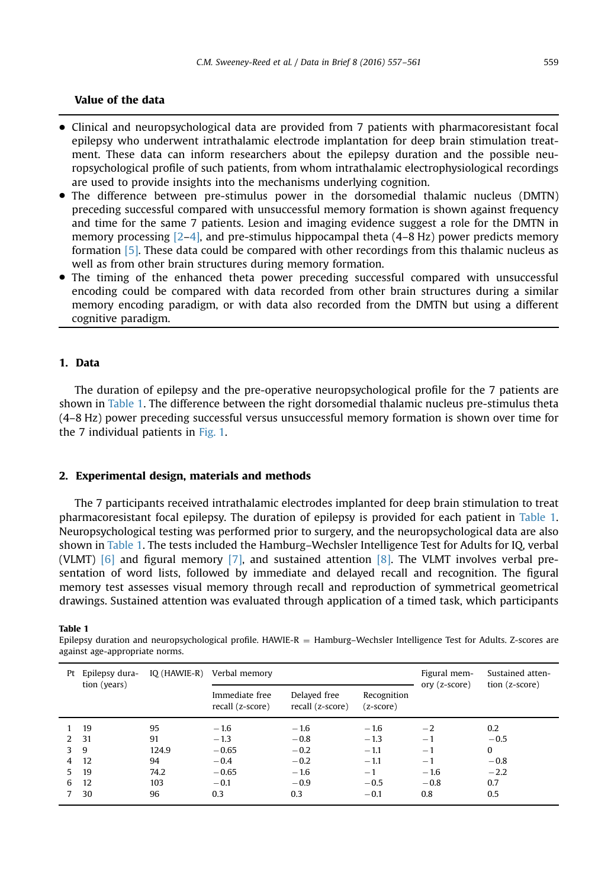**Value of the data**

- Clinical and neuropsychological data are provided from 7 patients with pharmacoresistant focal epilepsy who underwent intrathalamic electrode implantation for deep brain stimulation treatment. These data can inform researchers about the epilepsy duration and the possible neuropsychological profile of such patients, from whom intrathalamic electrophysiological recordings are used to provide insights into the mechanisms underlying cognition.
- The difference between pre-stimulus power in the dorsomedial thalamic nucleus (DMTN) preceding successful compared with unsuccessful memory formation is shown against frequency and time for the same 7 patients. Lesion and imaging evidence suggest a role for the DMTN in memory processing [2–4], and pre-stimulus hippocampal theta (4–8 Hz) power predicts memory formation [5]. These data could be compared with other recordings from this thalamic nucleus as well as from other brain structures during memory formation.
- The timing of the enhanced theta power preceding successful compared with unsuccessful encoding could be compared with data recorded from other brain structures during a similar memory encoding paradigm, or with data also recorded from the DMTN but using a different cognitive paradigm.

## 1. Data

The duration of epilepsy and the pre-operative neuropsychological profile for the 7 patients are shown in Table 1. The difference between the right dorsomedial thalamic nucleus pre-stimulus theta (4–8 Hz) power preceding successful versus unsuccessful memory formation is shown over time for the 7 individual patients in Fig. 1.

## 2. Experimental design, materials and methods

The 7 participants received intrathalamic electrodes implanted for deep brain stimulation to treat pharmacoresistant focal epilepsy. The duration of epilepsy is provided for each patient in Table 1. Neuropsychological testing was performed prior to surgery, and the neuropsychological data are also shown in Table 1. The tests included the Hamburg–Wechsler Intelligence Test for Adults for IQ, verbal (VLMT) [6] and figural memory [7], and sustained attention [8]. The VLMT involves verbal presentation of word lists, followed by immediate and delayed recall and recognition. The figural memory test assesses visual memory through recall and reproduction of symmetrical geometrical drawings. Sustained attention was evaluated through application of a timed task, which participants

**Table 1**
Epilepsy duration and neuropsychological profile. HAWIE-R = Hamburg–Wechsler Intelligence Test for Adults. Z-scores are against age-appropriate norms.

| Pt | Epilepsy duration (years) | IQ (HAWIE-R) | Verbal memory | | | Figural memory (z-score) | Sustained attention (z-score) |
|---|---|---|---|---|---|---|---|
| | | | Immediate free recall (z-score) | Delayed free recall (z-score) | Recognition (z-score) | | |
| 1 | 19 | 95 | −1.6 | −1.6 | −1.6 | −2 | 0.2 |
| 2 | 31 | 91 | −1.3 | −0.8 | −1.3 | −1 | −0.5 |
| 3 | 9 | 124.9 | −0.65 | −0.2 | −1.1 | −1 | 0 |
| 4 | 12 | 94 | −0.4 | −0.2 | −1.1 | −1 | −0.8 |
| 5 | 19 | 74.2 | −0.65 | −1.6 | −1 | −1.6 | −2.2 |
| 6 | 12 | 103 | −0.1 | −0.9 | −0.5 | −0.8 | 0.7 |
| 7 | 30 | 96 | 0.3 | 0.3 | −0.1 | 0.8 | 0.5 |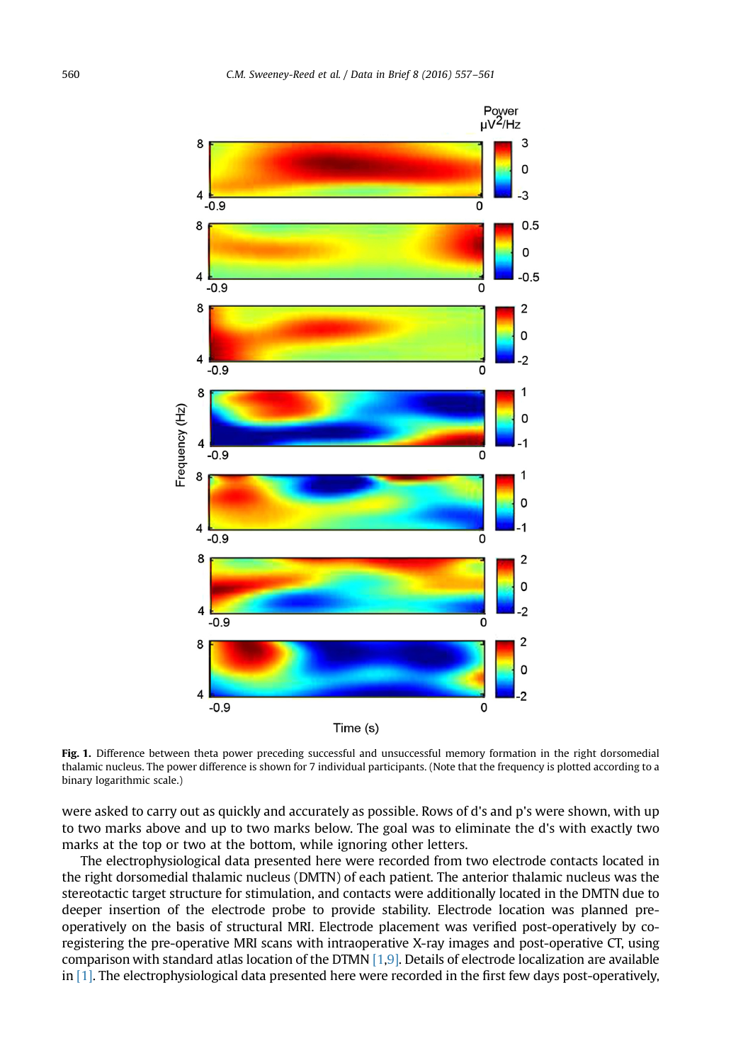**Fig. 1.** Difference between theta power preceding successful and unsuccessful memory formation in the right dorsomedial thalamic nucleus. The power difference is shown for 7 individual participants. (Note that the frequency is plotted according to a binary logarithmic scale.)

were asked to carry out as quickly and accurately as possible. Rows of d's and p's were shown, with up to two marks above and up to two marks below. The goal was to eliminate the d's with exactly two marks at the top or two at the bottom, while ignoring other letters.

The electrophysiological data presented here were recorded from two electrode contacts located in the right dorsomedial thalamic nucleus (DMTN) of each patient. The anterior thalamic nucleus was the stereotactic target structure for stimulation, and contacts were additionally located in the DMTN due to deeper insertion of the electrode probe to provide stability. Electrode location was planned pre-operatively on the basis of structural MRI. Electrode placement was verified post-operatively by co-registering the pre-operative MRI scans with intraoperative X-ray images and post-operative CT, using comparison with standard atlas location of the DTMN [1,9]. Details of electrode localization are available in [1]. The electrophysiological data presented here were recorded in the first few days post-operatively,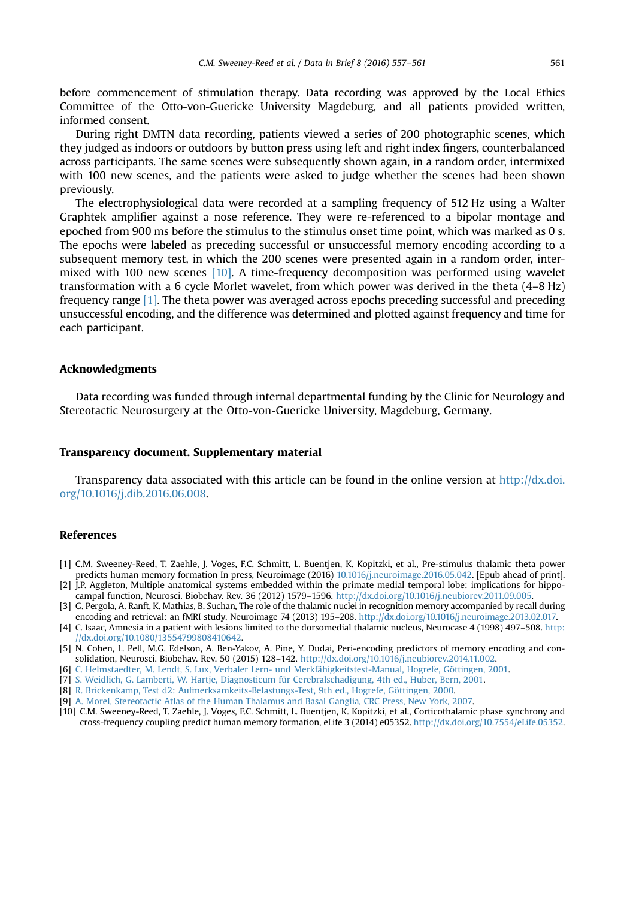before commencement of stimulation therapy. Data recording was approved by the Local Ethics Committee of the Otto-von-Guericke University Magdeburg, and all patients provided written, informed consent.

During right DMTN data recording, patients viewed a series of 200 photographic scenes, which they judged as indoors or outdoors by button press using left and right index fingers, counterbalanced across participants. The same scenes were subsequently shown again, in a random order, intermixed with 100 new scenes, and the patients were asked to judge whether the scenes had been shown previously.

The electrophysiological data were recorded at a sampling frequency of 512 Hz using a Walter Graphtek amplifier against a nose reference. They were re-referenced to a bipolar montage and epoched from 900 ms before the stimulus to the stimulus onset time point, which was marked as 0 s. The epochs were labeled as preceding successful or unsuccessful memory encoding according to a subsequent memory test, in which the 200 scenes were presented again in a random order, intermixed with 100 new scenes [10]. A time-frequency decomposition was performed using wavelet transformation with a 6 cycle Morlet wavelet, from which power was derived in the theta (4–8 Hz) frequency range [1]. The theta power was averaged across epochs preceding successful and preceding unsuccessful encoding, and the difference was determined and plotted against frequency and time for each participant.

## Acknowledgments

Data recording was funded through internal departmental funding by the Clinic for Neurology and Stereotactic Neurosurgery at the Otto-von-Guericke University, Magdeburg, Germany.

## Transparency document. Supplementary material

Transparency data associated with this article can be found in the online version at http://dx.doi.org/10.1016/j.dib.2016.06.008.

## References

[1] C.M. Sweeney-Reed, T. Zaehle, J. Voges, F.C. Schmitt, L. Buentjen, K. Kopitzki, et al., Pre-stimulus thalamic theta power predicts human memory formation In press, Neuroimage (2016) 10.1016/j.neuroimage.2016.05.042. [Epub ahead of print].

[2] J.P. Aggleton, Multiple anatomical systems embedded within the primate medial temporal lobe: implications for hippocampal function, Neurosci. Biobehav. Rev. 36 (2012) 1579–1596. http://dx.doi.org/10.1016/j.neubiorev.2011.09.005.

[3] G. Pergola, A. Ranft, K. Mathias, B. Suchan, The role of the thalamic nuclei in recognition memory accompanied by recall during encoding and retrieval: an fMRI study, Neuroimage 74 (2013) 195–208. http://dx.doi.org/10.1016/j.neuroimage.2013.02.017.

[4] C. Isaac, Amnesia in a patient with lesions limited to the dorsomedial thalamic nucleus, Neurocase 4 (1998) 497–508. http://dx.doi.org/10.1080/13554799808410642.

[5] N. Cohen, L. Pell, M.G. Edelson, A. Ben-Yakov, A. Pine, Y. Dudai, Peri-encoding predictors of memory encoding and consolidation, Neurosci. Biobehav. Rev. 50 (2015) 128–142. http://dx.doi.org/10.1016/j.neubiorev.2014.11.002.

[6] C. Helmstaedter, M. Lendt, S. Lux, Verbaler Lern- und Merkfähigkeitstest-Manual, Hogrefe, Göttingen, 2001.

[7] S. Weidlich, G. Lamberti, W. Hartje, Diagnosticum für Cerebralschädigung, 4th ed., Huber, Bern, 2001.

[8] R. Brickenkamp, Test d2: Aufmerksamkeits-Belastungs-Test, 9th ed., Hogrefe, Göttingen, 2000.

[9] A. Morel, Stereotactic Atlas of the Human Thalamus and Basal Ganglia, CRC Press, New York, 2007.

[10] C.M. Sweeney-Reed, T. Zaehle, J. Voges, F.C. Schmitt, L. Buentjen, K. Kopitzki, et al., Corticothalamic phase synchrony and cross-frequency coupling predict human memory formation, eLife 3 (2014) e05352. http://dx.doi.org/10.7554/eLife.05352.